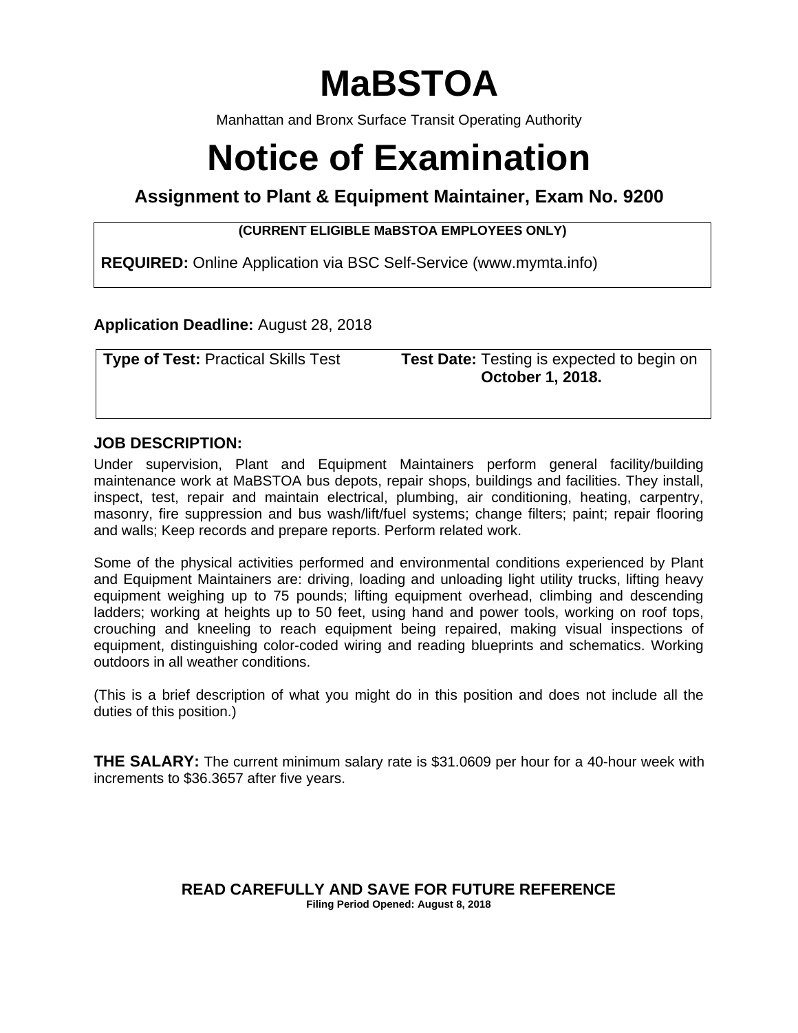# MaBSTOA

Manhattan and Bronx Surface Transit Operating Authority

# Notice of Examination

### Assignment to Plant & Equipment Maintainer, Exam No. 9200

**(CURRENT ELIGIBLE MaBSTOA EMPLOYEES ONLY)**

**REQUIRED:** Online Application via BSC Self-Service (www.mymta.info)

**Application Deadline:** August 28, 2018

| **Type of Test:** Practical Skills Test | **Test Date:** Testing is expected to begin on **October 1, 2018.** |
|---|---|

### JOB DESCRIPTION:

Under supervision, Plant and Equipment Maintainers perform general facility/building maintenance work at MaBSTOA bus depots, repair shops, buildings and facilities. They install, inspect, test, repair and maintain electrical, plumbing, air conditioning, heating, carpentry, masonry, fire suppression and bus wash/lift/fuel systems; change filters; paint; repair flooring and walls; Keep records and prepare reports. Perform related work.

Some of the physical activities performed and environmental conditions experienced by Plant and Equipment Maintainers are: driving, loading and unloading light utility trucks, lifting heavy equipment weighing up to 75 pounds; lifting equipment overhead, climbing and descending ladders; working at heights up to 50 feet, using hand and power tools, working on roof tops, crouching and kneeling to reach equipment being repaired, making visual inspections of equipment, distinguishing color-coded wiring and reading blueprints and schematics. Working outdoors in all weather conditions.

(This is a brief description of what you might do in this position and does not include all the duties of this position.)

**THE SALARY:** The current minimum salary rate is $31.0609 per hour for a 40-hour week with increments to $36.3657 after five years.

**READ CAREFULLY AND SAVE FOR FUTURE REFERENCE**

**Filing Period Opened: August 8, 2018**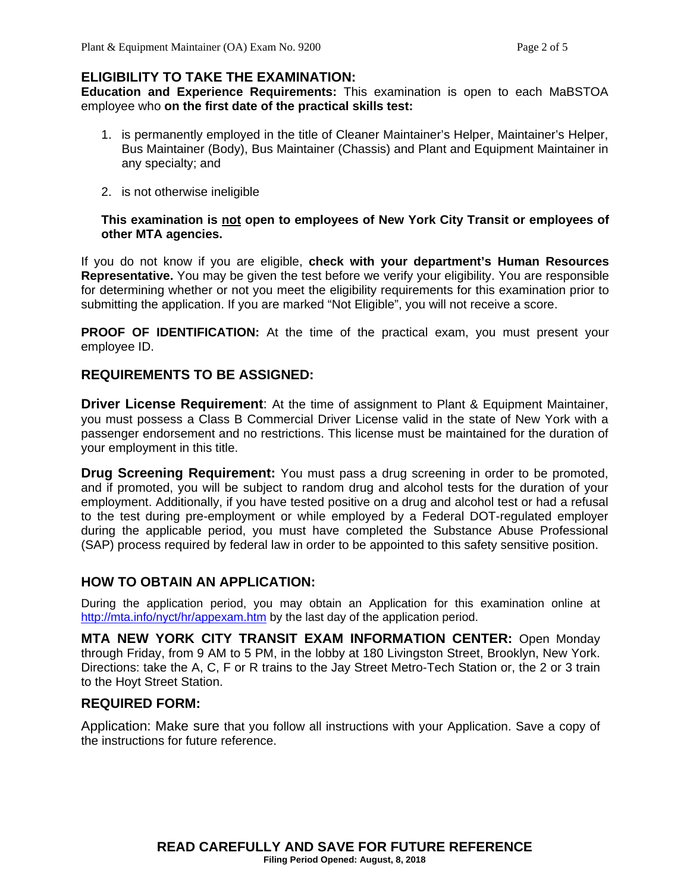## ELIGIBILITY TO TAKE THE EXAMINATION:

**Education and Experience Requirements:** This examination is open to each MaBSTOA employee who **on the first date of the practical skills test:**

1. is permanently employed in the title of Cleaner Maintainer's Helper, Maintainer's Helper, Bus Maintainer (Body), Bus Maintainer (Chassis) and Plant and Equipment Maintainer in any specialty; and

2. is not otherwise ineligible

**This examination is <u>not</u> open to employees of New York City Transit or employees of other MTA agencies.**

If you do not know if you are eligible, **check with your department's Human Resources Representative.** You may be given the test before we verify your eligibility. You are responsible for determining whether or not you meet the eligibility requirements for this examination prior to submitting the application. If you are marked "Not Eligible", you will not receive a score.

**PROOF OF IDENTIFICATION:** At the time of the practical exam, you must present your employee ID.

## REQUIREMENTS TO BE ASSIGNED:

**Driver License Requirement**: At the time of assignment to Plant & Equipment Maintainer, you must possess a Class B Commercial Driver License valid in the state of New York with a passenger endorsement and no restrictions. This license must be maintained for the duration of your employment in this title.

**Drug Screening Requirement:** You must pass a drug screening in order to be promoted, and if promoted, you will be subject to random drug and alcohol tests for the duration of your employment. Additionally, if you have tested positive on a drug and alcohol test or had a refusal to the test during pre-employment or while employed by a Federal DOT-regulated employer during the applicable period, you must have completed the Substance Abuse Professional (SAP) process required by federal law in order to be appointed to this safety sensitive position.

## HOW TO OBTAIN AN APPLICATION:

During the application period, you may obtain an Application for this examination online at http://mta.info/nyct/hr/appexam.htm by the last day of the application period.

**MTA NEW YORK CITY TRANSIT EXAM INFORMATION CENTER:** Open Monday through Friday, from 9 AM to 5 PM, in the lobby at 180 Livingston Street, Brooklyn, New York. Directions: take the A, C, F or R trains to the Jay Street Metro-Tech Station or, the 2 or 3 train to the Hoyt Street Station.

## REQUIRED FORM:

Application: Make sure that you follow all instructions with your Application. Save a copy of the instructions for future reference.

**READ CAREFULLY AND SAVE FOR FUTURE REFERENCE**

**Filing Period Opened: August, 8, 2018**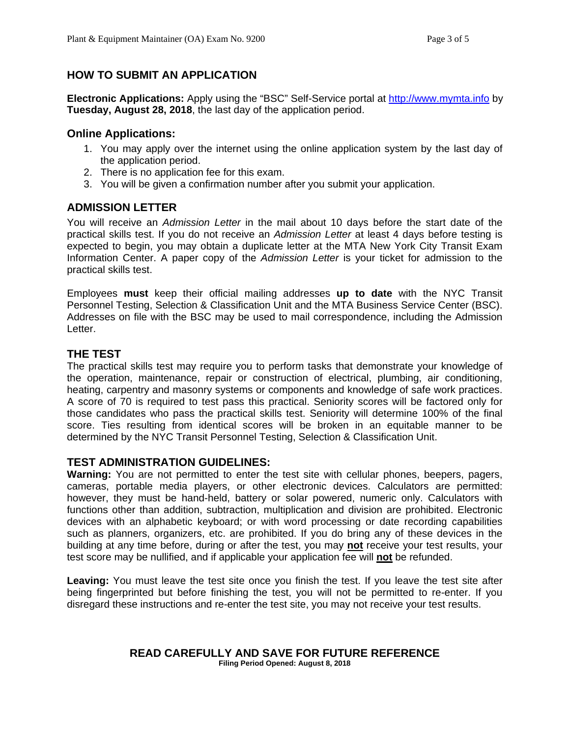## HOW TO SUBMIT AN APPLICATION

**Electronic Applications:** Apply using the "BSC" Self-Service portal at http://www.mymta.info by **Tuesday, August 28, 2018**, the last day of the application period.

### Online Applications:

1. You may apply over the internet using the online application system by the last day of the application period.
2. There is no application fee for this exam.
3. You will be given a confirmation number after you submit your application.

## ADMISSION LETTER

You will receive an *Admission Letter* in the mail about 10 days before the start date of the practical skills test. If you do not receive an *Admission Letter* at least 4 days before testing is expected to begin, you may obtain a duplicate letter at the MTA New York City Transit Exam Information Center. A paper copy of the *Admission Letter* is your ticket for admission to the practical skills test.

Employees **must** keep their official mailing addresses **up to date** with the NYC Transit Personnel Testing, Selection & Classification Unit and the MTA Business Service Center (BSC). Addresses on file with the BSC may be used to mail correspondence, including the Admission Letter.

## THE TEST

The practical skills test may require you to perform tasks that demonstrate your knowledge of the operation, maintenance, repair or construction of electrical, plumbing, air conditioning, heating, carpentry and masonry systems or components and knowledge of safe work practices. A score of 70 is required to test pass this practical. Seniority scores will be factored only for those candidates who pass the practical skills test. Seniority will determine 100% of the final score. Ties resulting from identical scores will be broken in an equitable manner to be determined by the NYC Transit Personnel Testing, Selection & Classification Unit.

## TEST ADMINISTRATION GUIDELINES:

**Warning:** You are not permitted to enter the test site with cellular phones, beepers, pagers, cameras, portable media players, or other electronic devices. Calculators are permitted: however, they must be hand-held, battery or solar powered, numeric only. Calculators with functions other than addition, subtraction, multiplication and division are prohibited. Electronic devices with an alphabetic keyboard; or with word processing or date recording capabilities such as planners, organizers, etc. are prohibited. If you do bring any of these devices in the building at any time before, during or after the test, you may **not** receive your test results, your test score may be nullified, and if applicable your application fee will **not** be refunded.

**Leaving:** You must leave the test site once you finish the test. If you leave the test site after being fingerprinted but before finishing the test, you will not be permitted to re-enter. If you disregard these instructions and re-enter the test site, you may not receive your test results.

**READ CAREFULLY AND SAVE FOR FUTURE REFERENCE**

**Filing Period Opened: August 8, 2018**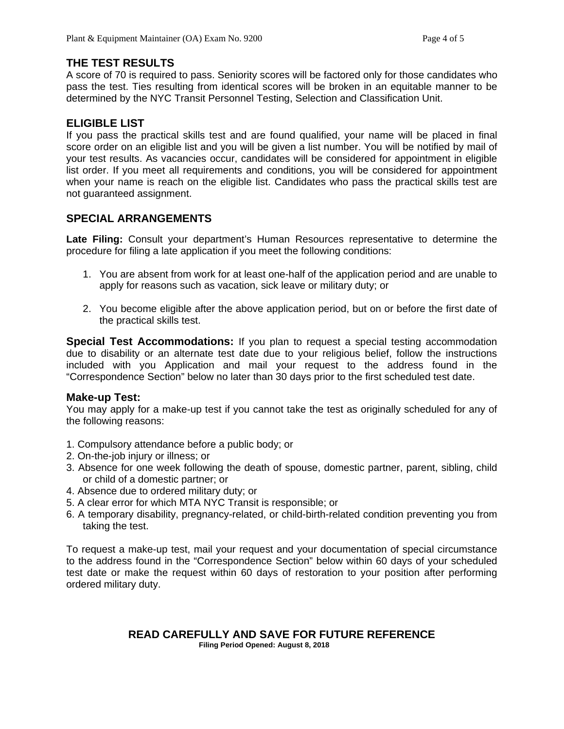## THE TEST RESULTS

A score of 70 is required to pass. Seniority scores will be factored only for those candidates who pass the test. Ties resulting from identical scores will be broken in an equitable manner to be determined by the NYC Transit Personnel Testing, Selection and Classification Unit.

## ELIGIBLE LIST

If you pass the practical skills test and are found qualified, your name will be placed in final score order on an eligible list and you will be given a list number. You will be notified by mail of your test results. As vacancies occur, candidates will be considered for appointment in eligible list order. If you meet all requirements and conditions, you will be considered for appointment when your name is reach on the eligible list. Candidates who pass the practical skills test are not guaranteed assignment.

## SPECIAL ARRANGEMENTS

**Late Filing:** Consult your department's Human Resources representative to determine the procedure for filing a late application if you meet the following conditions:

1. You are absent from work for at least one-half of the application period and are unable to apply for reasons such as vacation, sick leave or military duty; or

2. You become eligible after the above application period, but on or before the first date of the practical skills test.

**Special Test Accommodations:** If you plan to request a special testing accommodation due to disability or an alternate test date due to your religious belief, follow the instructions included with you Application and mail your request to the address found in the "Correspondence Section" below no later than 30 days prior to the first scheduled test date.

### Make-up Test:

You may apply for a make-up test if you cannot take the test as originally scheduled for any of the following reasons:

1. Compulsory attendance before a public body; or
2. On-the-job injury or illness; or
3. Absence for one week following the death of spouse, domestic partner, parent, sibling, child or child of a domestic partner; or
4. Absence due to ordered military duty; or
5. A clear error for which MTA NYC Transit is responsible; or
6. A temporary disability, pregnancy-related, or child-birth-related condition preventing you from taking the test.

To request a make-up test, mail your request and your documentation of special circumstance to the address found in the "Correspondence Section" below within 60 days of your scheduled test date or make the request within 60 days of restoration to your position after performing ordered military duty.

**READ CAREFULLY AND SAVE FOR FUTURE REFERENCE**

**Filing Period Opened: August 8, 2018**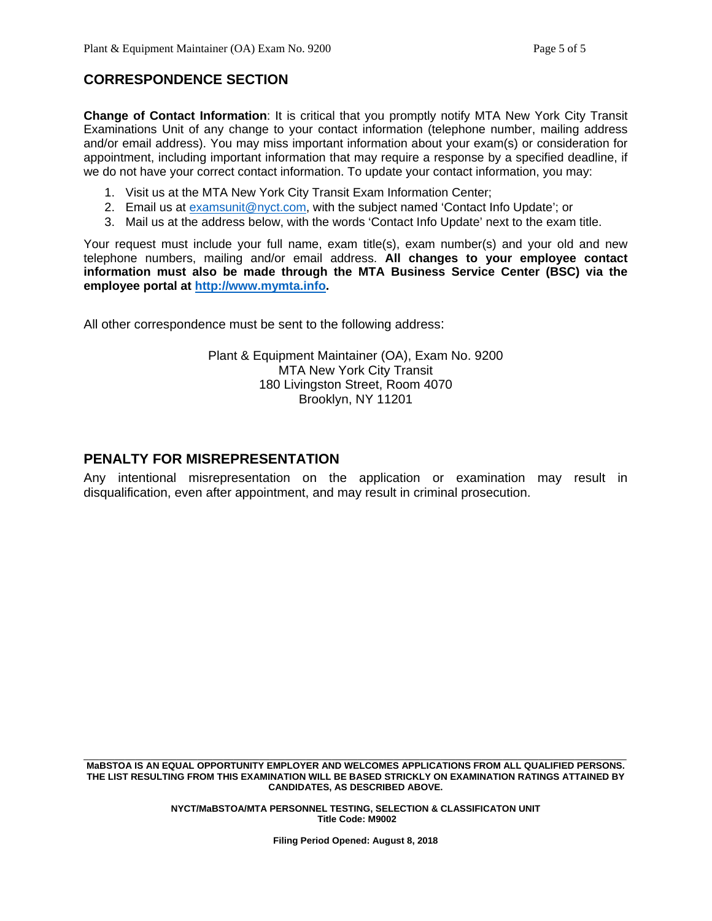## CORRESPONDENCE SECTION

**Change of Contact Information**: It is critical that you promptly notify MTA New York City Transit Examinations Unit of any change to your contact information (telephone number, mailing address and/or email address). You may miss important information about your exam(s) or consideration for appointment, including important information that may require a response by a specified deadline, if we do not have your correct contact information. To update your contact information, you may:

1. Visit us at the MTA New York City Transit Exam Information Center;
2. Email us at examsunit@nyct.com, with the subject named 'Contact Info Update'; or
3. Mail us at the address below, with the words 'Contact Info Update' next to the exam title.

Your request must include your full name, exam title(s), exam number(s) and your old and new telephone numbers, mailing and/or email address. **All changes to your employee contact information must also be made through the MTA Business Service Center (BSC) via the employee portal at http://www.mymta.info.**

All other correspondence must be sent to the following address:

Plant & Equipment Maintainer (OA), Exam No. 9200
MTA New York City Transit
180 Livingston Street, Room 4070
Brooklyn, NY 11201

## PENALTY FOR MISREPRESENTATION

Any intentional misrepresentation on the application or examination may result in disqualification, even after appointment, and may result in criminal prosecution.

**MaBSTOA IS AN EQUAL OPPORTUNITY EMPLOYER AND WELCOMES APPLICATIONS FROM ALL QUALIFIED PERSONS. THE LIST RESULTING FROM THIS EXAMINATION WILL BE BASED STRICKLY ON EXAMINATION RATINGS ATTAINED BY CANDIDATES, AS DESCRIBED ABOVE.**

**NYCT/MaBSTOA/MTA PERSONNEL TESTING, SELECTION & CLASSIFICATON UNIT**
**Title Code: M9002**

**Filing Period Opened: August 8, 2018**